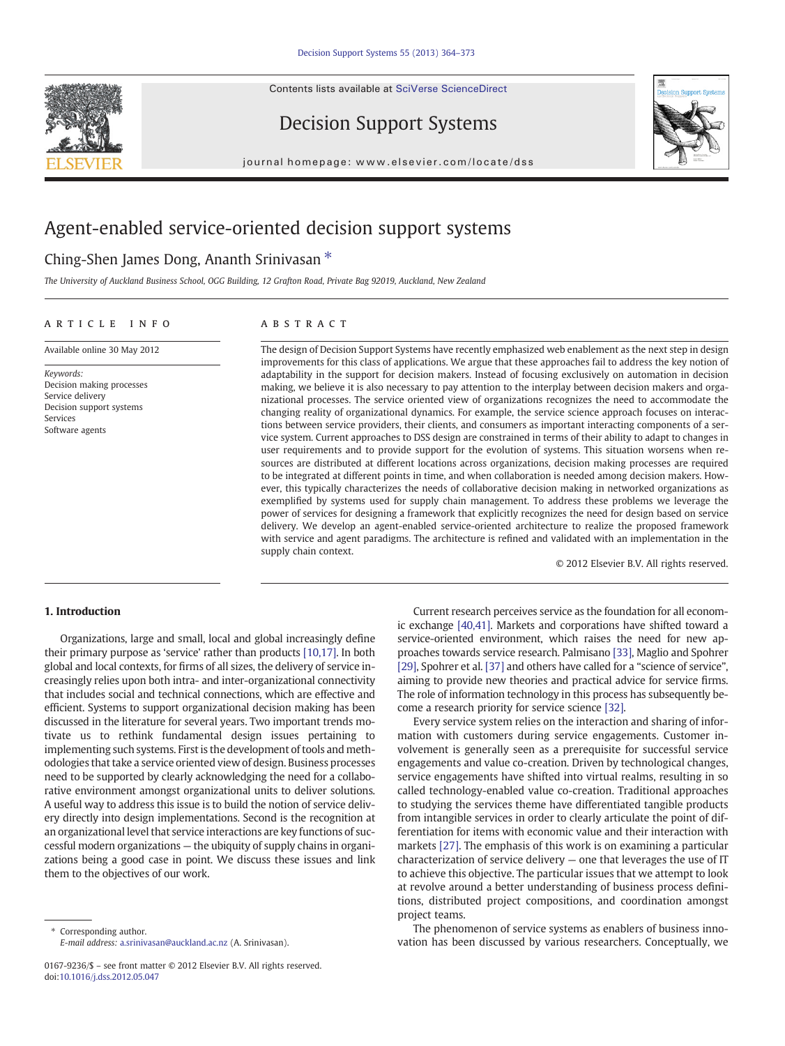# Agent-enabled service-oriented decision support systems

Ching-Shen James Dong, Ananth Srinivasan *

*The University of Auckland Business School, OGG Building, 12 Grafton Road, Private Bag 92019, Auckland, New Zealand*

## ARTICLE INFO

Available online 30 May 2012

*Keywords:*
Decision making processes
Service delivery
Decision support systems
Services
Software agents

## ABSTRACT

The design of Decision Support Systems have recently emphasized web enablement as the next step in design improvements for this class of applications. We argue that these approaches fail to address the key notion of adaptability in the support for decision makers. Instead of focusing exclusively on automation in decision making, we believe it is also necessary to pay attention to the interplay between decision makers and organizational processes. The service oriented view of organizations recognizes the need to accommodate the changing reality of organizational dynamics. For example, the service science approach focuses on interactions between service providers, their clients, and consumers as important interacting components of a service system. Current approaches to DSS design are constrained in terms of their ability to adapt to changes in user requirements and to provide support for the evolution of systems. This situation worsens when resources are distributed at different locations across organizations, decision making processes are required to be integrated at different points in time, and when collaboration is needed among decision makers. However, this typically characterizes the needs of collaborative decision making in networked organizations as exemplified by systems used for supply chain management. To address these problems we leverage the power of services for designing a framework that explicitly recognizes the need for design based on service delivery. We develop an agent-enabled service-oriented architecture to realize the proposed framework with service and agent paradigms. The architecture is refined and validated with an implementation in the supply chain context.

© 2012 Elsevier B.V. All rights reserved.

## 1. Introduction

Organizations, large and small, local and global increasingly define their primary purpose as 'service' rather than products [10,17]. In both global and local contexts, for firms of all sizes, the delivery of service increasingly relies upon both intra- and inter-organizational connectivity that includes social and technical connections, which are effective and efficient. Systems to support organizational decision making has been discussed in the literature for several years. Two important trends motivate us to rethink fundamental design issues pertaining to implementing such systems. First is the development of tools and methodologies that take a service oriented view of design. Business processes need to be supported by clearly acknowledging the need for a collaborative environment amongst organizational units to deliver solutions. A useful way to address this issue is to build the notion of service delivery directly into design implementations. Second is the recognition at an organizational level that service interactions are key functions of successful modern organizations — the ubiquity of supply chains in organizations being a good case in point. We discuss these issues and link them to the objectives of our work.

Current research perceives service as the foundation for all economic exchange [40,41]. Markets and corporations have shifted toward a service-oriented environment, which raises the need for new approaches towards service research. Palmisano [33], Maglio and Spohrer [29], Spohrer et al. [37] and others have called for a "science of service", aiming to provide new theories and practical advice for service firms. The role of information technology in this process has subsequently become a research priority for service science [32].

Every service system relies on the interaction and sharing of information with customers during service engagements. Customer involvement is generally seen as a prerequisite for successful service engagements and value co-creation. Driven by technological changes, service engagements have shifted into virtual realms, resulting in so called technology-enabled value co-creation. Traditional approaches to studying the services theme have differentiated tangible products from intangible services in order to clearly articulate the point of differentiation for items with economic value and their interaction with markets [27]. The emphasis of this work is on examining a particular characterization of service delivery — one that leverages the use of IT to achieve this objective. The particular issues that we attempt to look at revolve around a better understanding of business process definitions, distributed project compositions, and coordination amongst project teams.

The phenomenon of service systems as enablers of business innovation has been discussed by various researchers. Conceptually, we

---

* Corresponding author.
*E-mail address:* a.srinivasan@auckland.ac.nz (A. Srinivasan).

0167-9236/$ – see front matter © 2012 Elsevier B.V. All rights reserved.
doi:10.1016/j.dss.2012.05.047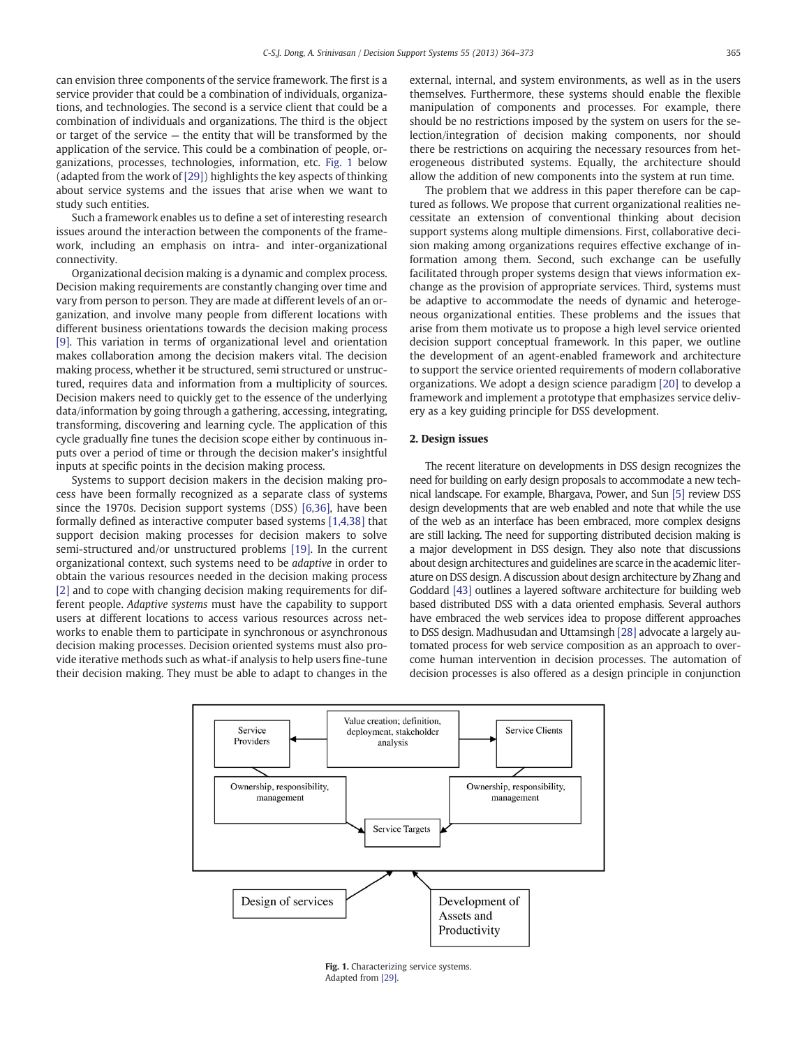can envision three components of the service framework. The first is a service provider that could be a combination of individuals, organizations, and technologies. The second is a service client that could be a combination of individuals and organizations. The third is the object or target of the service — the entity that will be transformed by the application of the service. This could be a combination of people, organizations, processes, technologies, information, etc. Fig. 1 below (adapted from the work of [29]) highlights the key aspects of thinking about service systems and the issues that arise when we want to study such entities.

Such a framework enables us to define a set of interesting research issues around the interaction between the components of the framework, including an emphasis on intra- and inter-organizational connectivity.

Organizational decision making is a dynamic and complex process. Decision making requirements are constantly changing over time and vary from person to person. They are made at different levels of an organization, and involve many people from different locations with different business orientations towards the decision making process [9]. This variation in terms of organizational level and orientation makes collaboration among the decision makers vital. The decision making process, whether it be structured, semi structured or unstructured, requires data and information from a multiplicity of sources. Decision makers need to quickly get to the essence of the underlying data/information by going through a gathering, accessing, integrating, transforming, discovering and learning cycle. The application of this cycle gradually fine tunes the decision scope either by continuous inputs over a period of time or through the decision maker's insightful inputs at specific points in the decision making process.

Systems to support decision makers in the decision making process have been formally recognized as a separate class of systems since the 1970s. Decision support systems (DSS) [6,36], have been formally defined as interactive computer based systems [1,4,38] that support decision making processes for decision makers to solve semi-structured and/or unstructured problems [19]. In the current organizational context, such systems need to be *adaptive* in order to obtain the various resources needed in the decision making process [2] and to cope with changing decision making requirements for different people. *Adaptive systems* must have the capability to support users at different locations to access various resources across networks to enable them to participate in synchronous or asynchronous decision making processes. Decision oriented systems must also provide iterative methods such as what-if analysis to help users fine-tune their decision making. They must be able to adapt to changes in the external, internal, and system environments, as well as in the users themselves. Furthermore, these systems should enable the flexible manipulation of components and processes. For example, there should be no restrictions imposed by the system on users for the selection/integration of decision making components, nor should there be restrictions on acquiring the necessary resources from heterogeneous distributed systems. Equally, the architecture should allow the addition of new components into the system at run time.

The problem that we address in this paper therefore can be captured as follows. We propose that current organizational realities necessitate an extension of conventional thinking about decision support systems along multiple dimensions. First, collaborative decision making among organizations requires effective exchange of information among them. Second, such exchange can be usefully facilitated through proper systems design that views information exchange as the provision of appropriate services. Third, systems must be adaptive to accommodate the needs of dynamic and heterogeneous organizational entities. These problems and the issues that arise from them motivate us to propose a high level service oriented decision support conceptual framework. In this paper, we outline the development of an agent-enabled framework and architecture to support the service oriented requirements of modern collaborative organizations. We adopt a design science paradigm [20] to develop a framework and implement a prototype that emphasizes service delivery as a key guiding principle for DSS development.

## 2. Design issues

The recent literature on developments in DSS design recognizes the need for building on early design proposals to accommodate a new technical landscape. For example, Bhargava, Power, and Sun [5] review DSS design developments that are web enabled and note that while the use of the web as an interface has been embraced, more complex designs are still lacking. The need for supporting distributed decision making is a major development in DSS design. They also note that discussions about design architectures and guidelines are scarce in the academic literature on DSS design. A discussion about design architecture by Zhang and Goddard [43] outlines a layered software architecture for building web based distributed DSS with a data oriented emphasis. Several authors have embraced the web services idea to propose different approaches to DSS design. Madhusudan and Uttamsingh [28] advocate a largely automated process for web service composition as an approach to overcome human intervention in decision processes. The automation of decision processes is also offered as a design principle in conjunction

Service Providers | Value creation; definition, deployment, stakeholder analysis | Service Clients | Ownership, responsibility, management | Ownership, responsibility, management | Service Targets | Design of services | Development of Assets and Productivity

**Fig. 1.** Characterizing service systems.
Adapted from [29].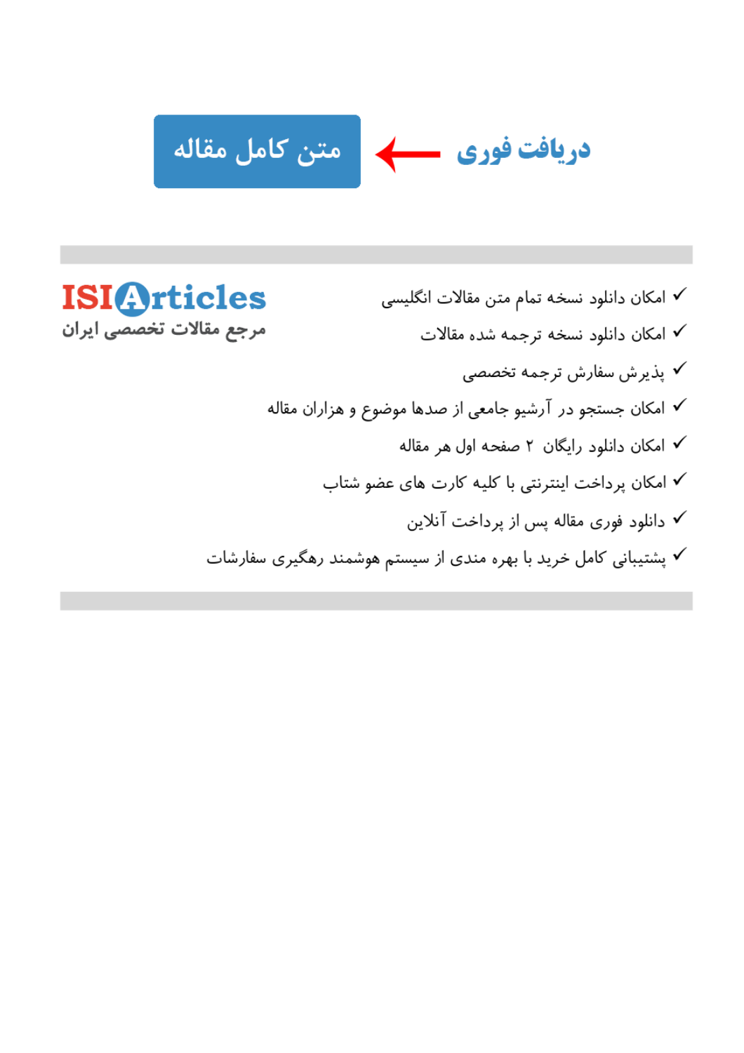دریافت فوری ← متن کامل مقاله

**ISIArticles**
مرجع مقالات تخصصی ایران

- ✓ امکان دانلود نسخه تمام متن مقالات انگلیسی
- ✓ امکان دانلود نسخه ترجمه شده مقالات
- ✓ پذیرش سفارش ترجمه تخصصی
- ✓ امکان جستجو در آرشیو جامعی از صدها موضوع و هزاران مقاله
- ✓ امکان دانلود رایگان ۲ صفحه اول هر مقاله
- ✓ امکان پرداخت اینترنتی با کلیه کارت های عضو شتاب
- ✓ دانلود فوری مقاله پس از پرداخت آنلاین
- ✓ پشتیبانی کامل خرید با بهره مندی از سیستم هوشمند رهگیری سفارشات